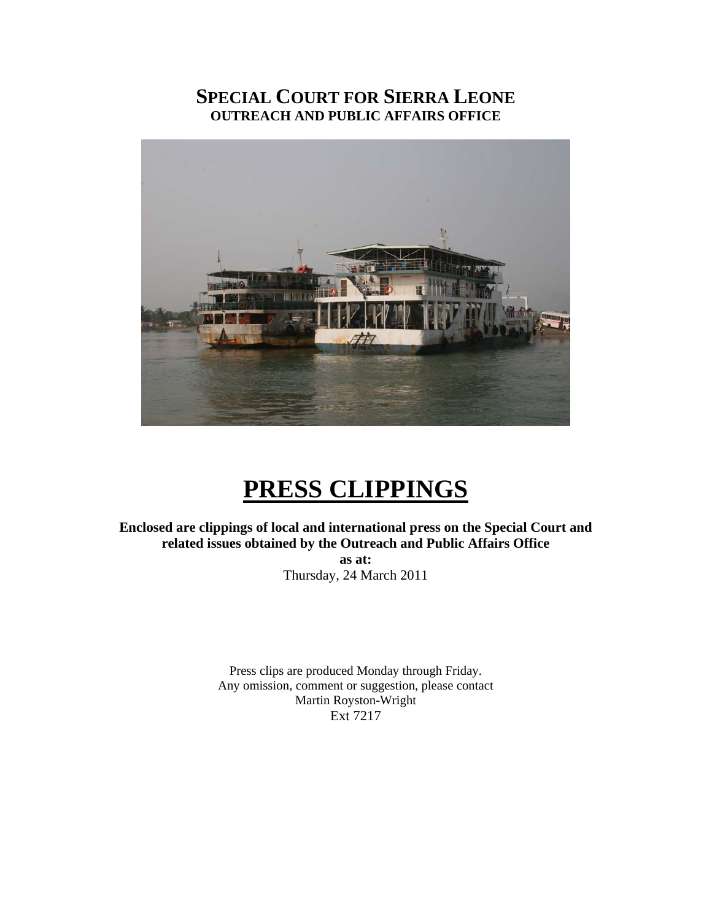# SPECIAL COURT FOR SIERRA LEONE
## OUTREACH AND PUBLIC AFFAIRS OFFICE

# PRESS CLIPPINGS

**Enclosed are clippings of local and international press on the Special Court and related issues obtained by the Outreach and Public Affairs Office**

**as at:**

Thursday, 24 March 2011

Press clips are produced Monday through Friday.
Any omission, comment or suggestion, please contact
Martin Royston-Wright
Ext 7217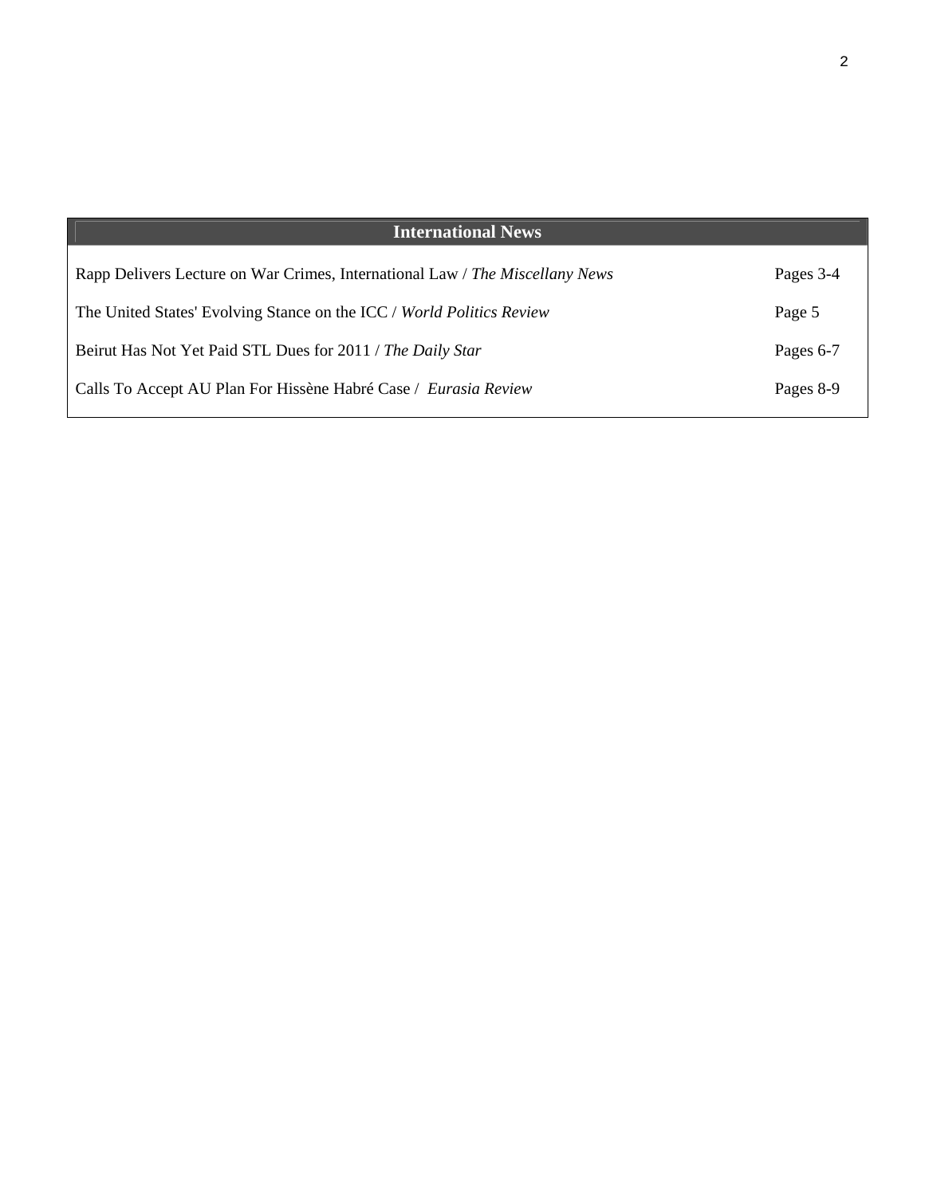| International News | |
|---|---|
| Rapp Delivers Lecture on War Crimes, International Law / *The Miscellany News* | Pages 3-4 |
| The United States' Evolving Stance on the ICC / *World Politics Review* | Page 5 |
| Beirut Has Not Yet Paid STL Dues for 2011 / *The Daily Star* | Pages 6-7 |
| Calls To Accept AU Plan For Hissène Habré Case / *Eurasia Review* | Pages 8-9 |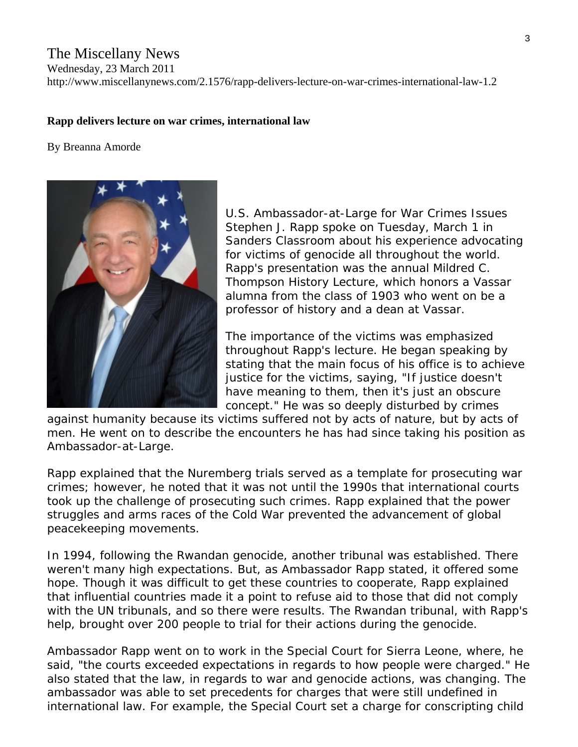The Miscellany News
Wednesday, 23 March 2011
http://www.miscellanynews.com/2.1576/rapp-delivers-lecture-on-war-crimes-international-law-1.2

**Rapp delivers lecture on war crimes, international law**

By Breanna Amorde

U.S. Ambassador-at-Large for War Crimes Issues Stephen J. Rapp spoke on Tuesday, March 1 in Sanders Classroom about his experience advocating for victims of genocide all throughout the world. Rapp's presentation was the annual Mildred C. Thompson History Lecture, which honors a Vassar alumna from the class of 1903 who went on be a professor of history and a dean at Vassar.

The importance of the victims was emphasized throughout Rapp's lecture. He began speaking by stating that the main focus of his office is to achieve justice for the victims, saying, "If justice doesn't have meaning to them, then it's just an obscure concept." He was so deeply disturbed by crimes against humanity because its victims suffered not by acts of nature, but by acts of men. He went on to describe the encounters he has had since taking his position as Ambassador-at-Large.

Rapp explained that the Nuremberg trials served as a template for prosecuting war crimes; however, he noted that it was not until the 1990s that international courts took up the challenge of prosecuting such crimes. Rapp explained that the power struggles and arms races of the Cold War prevented the advancement of global peacekeeping movements.

In 1994, following the Rwandan genocide, another tribunal was established. There weren't many high expectations. But, as Ambassador Rapp stated, it offered some hope. Though it was difficult to get these countries to cooperate, Rapp explained that influential countries made it a point to refuse aid to those that did not comply with the UN tribunals, and so there were results. The Rwandan tribunal, with Rapp's help, brought over 200 people to trial for their actions during the genocide.

Ambassador Rapp went on to work in the Special Court for Sierra Leone, where, he said, "the courts exceeded expectations in regards to how people were charged." He also stated that the law, in regards to war and genocide actions, was changing. The ambassador was able to set precedents for charges that were still undefined in international law. For example, the Special Court set a charge for conscripting child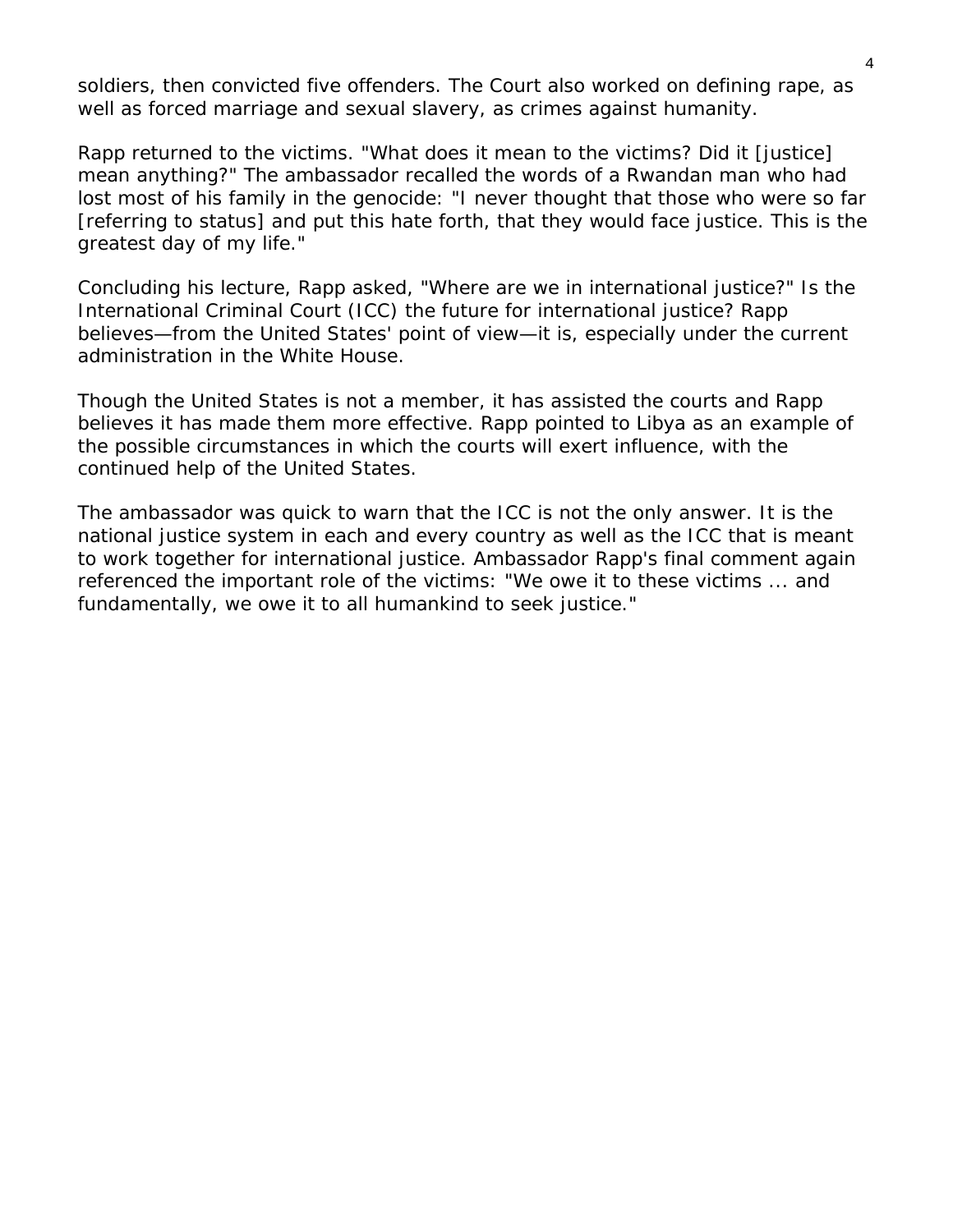soldiers, then convicted five offenders. The Court also worked on defining rape, as well as forced marriage and sexual slavery, as crimes against humanity.

Rapp returned to the victims. "What does it mean to the victims? Did it [justice] mean anything?" The ambassador recalled the words of a Rwandan man who had lost most of his family in the genocide: "I never thought that those who were so far [referring to status] and put this hate forth, that they would face justice. This is the greatest day of my life."

Concluding his lecture, Rapp asked, "Where are we in international justice?" Is the International Criminal Court (ICC) the future for international justice? Rapp believes—from the United States' point of view—it is, especially under the current administration in the White House.

Though the United States is not a member, it has assisted the courts and Rapp believes it has made them more effective. Rapp pointed to Libya as an example of the possible circumstances in which the courts will exert influence, with the continued help of the United States.

The ambassador was quick to warn that the ICC is not the only answer. It is the national justice system in each and every country as well as the ICC that is meant to work together for international justice. Ambassador Rapp's final comment again referenced the important role of the victims: "We owe it to these victims ... and fundamentally, we owe it to all humankind to seek justice."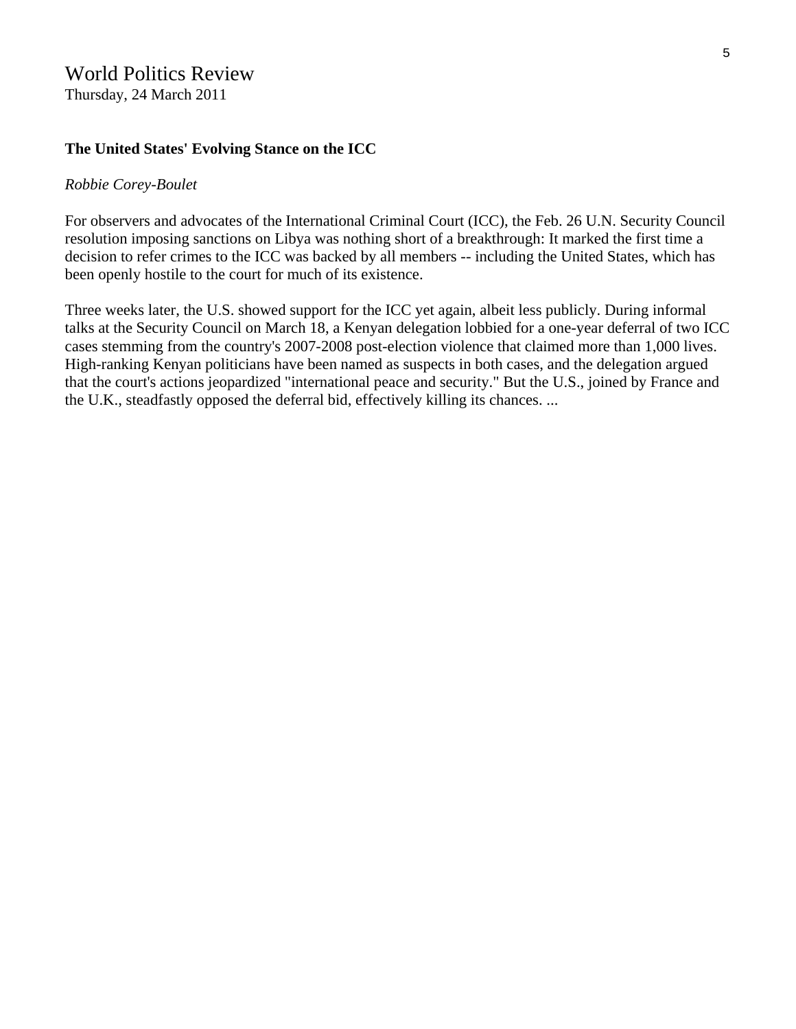World Politics Review
Thursday, 24 March 2011

**The United States' Evolving Stance on the ICC**

*Robbie Corey-Boulet*

For observers and advocates of the International Criminal Court (ICC), the Feb. 26 U.N. Security Council resolution imposing sanctions on Libya was nothing short of a breakthrough: It marked the first time a decision to refer crimes to the ICC was backed by all members -- including the United States, which has been openly hostile to the court for much of its existence.

Three weeks later, the U.S. showed support for the ICC yet again, albeit less publicly. During informal talks at the Security Council on March 18, a Kenyan delegation lobbied for a one-year deferral of two ICC cases stemming from the country's 2007-2008 post-election violence that claimed more than 1,000 lives. High-ranking Kenyan politicians have been named as suspects in both cases, and the delegation argued that the court's actions jeopardized "international peace and security." But the U.S., joined by France and the U.K., steadfastly opposed the deferral bid, effectively killing its chances. ...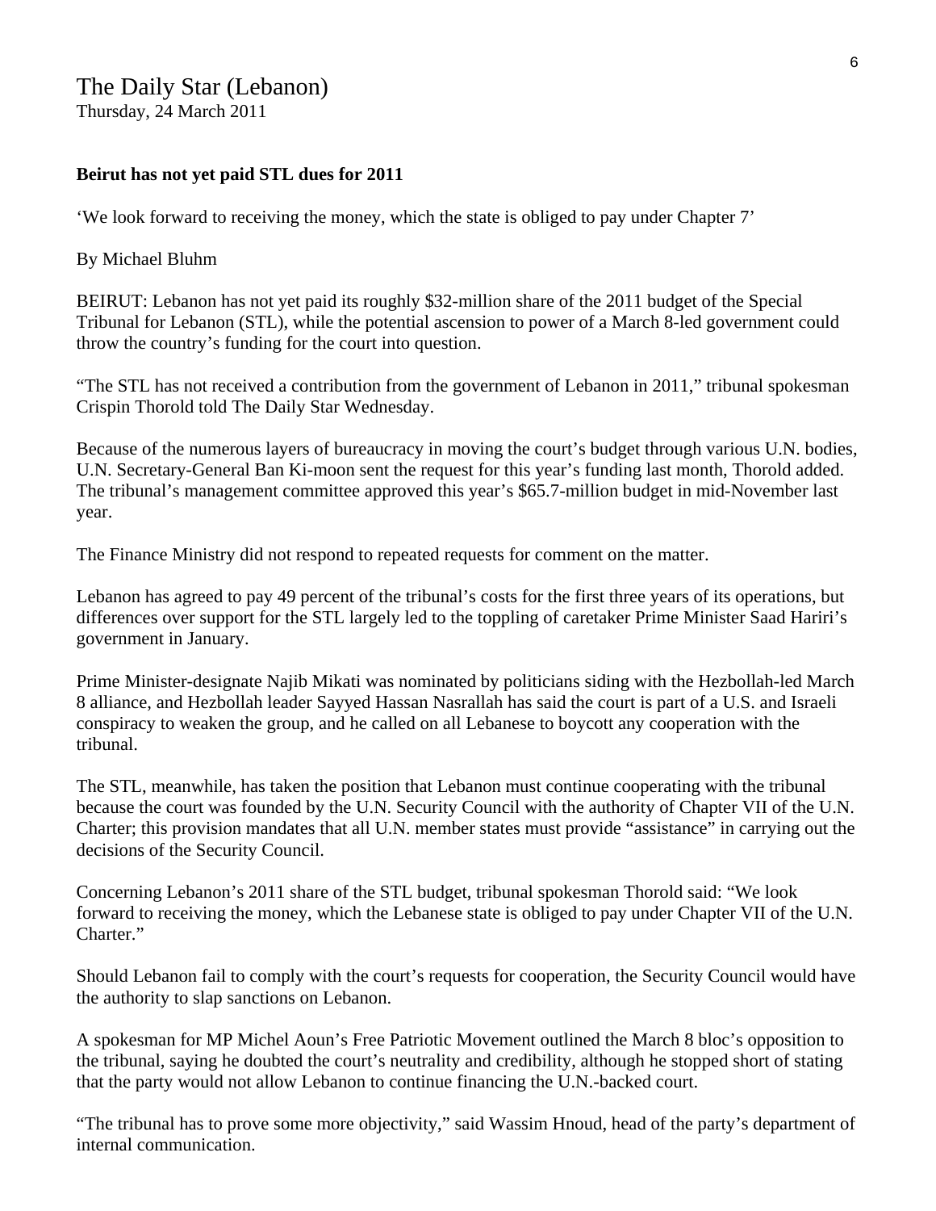The Daily Star (Lebanon)
Thursday, 24 March 2011

**Beirut has not yet paid STL dues for 2011**

'We look forward to receiving the money, which the state is obliged to pay under Chapter 7'

By Michael Bluhm

BEIRUT: Lebanon has not yet paid its roughly $32-million share of the 2011 budget of the Special Tribunal for Lebanon (STL), while the potential ascension to power of a March 8-led government could throw the country's funding for the court into question.

"The STL has not received a contribution from the government of Lebanon in 2011," tribunal spokesman Crispin Thorold told The Daily Star Wednesday.

Because of the numerous layers of bureaucracy in moving the court's budget through various U.N. bodies, U.N. Secretary-General Ban Ki-moon sent the request for this year's funding last month, Thorold added. The tribunal's management committee approved this year's $65.7-million budget in mid-November last year.

The Finance Ministry did not respond to repeated requests for comment on the matter.

Lebanon has agreed to pay 49 percent of the tribunal's costs for the first three years of its operations, but differences over support for the STL largely led to the toppling of caretaker Prime Minister Saad Hariri's government in January.

Prime Minister-designate Najib Mikati was nominated by politicians siding with the Hezbollah-led March 8 alliance, and Hezbollah leader Sayyed Hassan Nasrallah has said the court is part of a U.S. and Israeli conspiracy to weaken the group, and he called on all Lebanese to boycott any cooperation with the tribunal.

The STL, meanwhile, has taken the position that Lebanon must continue cooperating with the tribunal because the court was founded by the U.N. Security Council with the authority of Chapter VII of the U.N. Charter; this provision mandates that all U.N. member states must provide "assistance" in carrying out the decisions of the Security Council.

Concerning Lebanon's 2011 share of the STL budget, tribunal spokesman Thorold said: "We look forward to receiving the money, which the Lebanese state is obliged to pay under Chapter VII of the U.N. Charter."

Should Lebanon fail to comply with the court's requests for cooperation, the Security Council would have the authority to slap sanctions on Lebanon.

A spokesman for MP Michel Aoun's Free Patriotic Movement outlined the March 8 bloc's opposition to the tribunal, saying he doubted the court's neutrality and credibility, although he stopped short of stating that the party would not allow Lebanon to continue financing the U.N.-backed court.

"The tribunal has to prove some more objectivity," said Wassim Hnoud, head of the party's department of internal communication.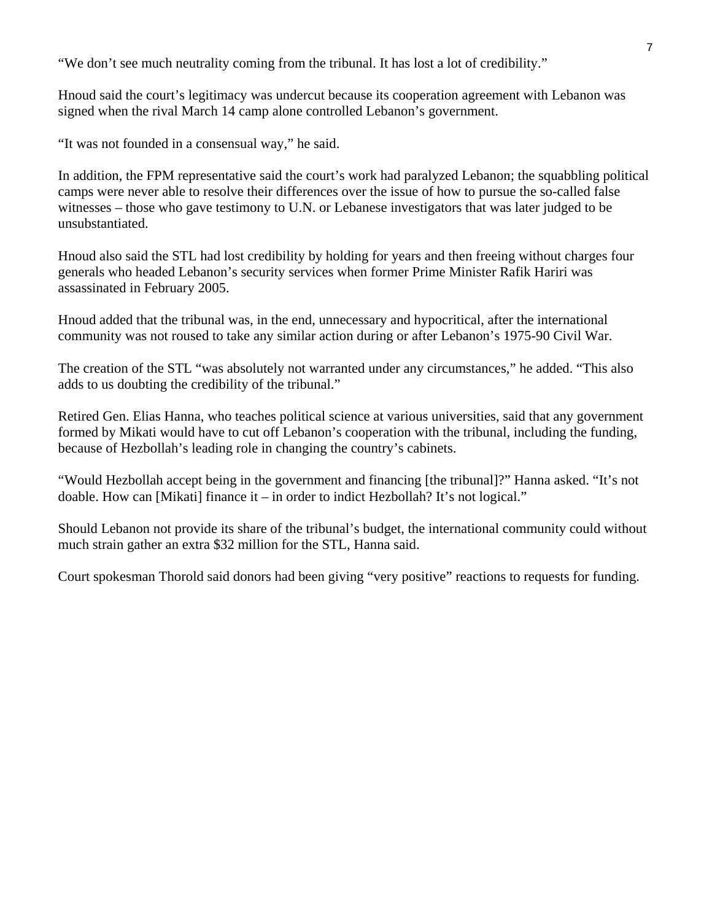"We don't see much neutrality coming from the tribunal. It has lost a lot of credibility."

Hnoud said the court's legitimacy was undercut because its cooperation agreement with Lebanon was signed when the rival March 14 camp alone controlled Lebanon's government.

"It was not founded in a consensual way," he said.

In addition, the FPM representative said the court's work had paralyzed Lebanon; the squabbling political camps were never able to resolve their differences over the issue of how to pursue the so-called false witnesses – those who gave testimony to U.N. or Lebanese investigators that was later judged to be unsubstantiated.

Hnoud also said the STL had lost credibility by holding for years and then freeing without charges four generals who headed Lebanon's security services when former Prime Minister Rafik Hariri was assassinated in February 2005.

Hnoud added that the tribunal was, in the end, unnecessary and hypocritical, after the international community was not roused to take any similar action during or after Lebanon's 1975-90 Civil War.

The creation of the STL "was absolutely not warranted under any circumstances," he added. "This also adds to us doubting the credibility of the tribunal."

Retired Gen. Elias Hanna, who teaches political science at various universities, said that any government formed by Mikati would have to cut off Lebanon's cooperation with the tribunal, including the funding, because of Hezbollah's leading role in changing the country's cabinets.

"Would Hezbollah accept being in the government and financing [the tribunal]?" Hanna asked. "It's not doable. How can [Mikati] finance it – in order to indict Hezbollah? It's not logical."

Should Lebanon not provide its share of the tribunal's budget, the international community could without much strain gather an extra $32 million for the STL, Hanna said.

Court spokesman Thorold said donors had been giving "very positive" reactions to requests for funding.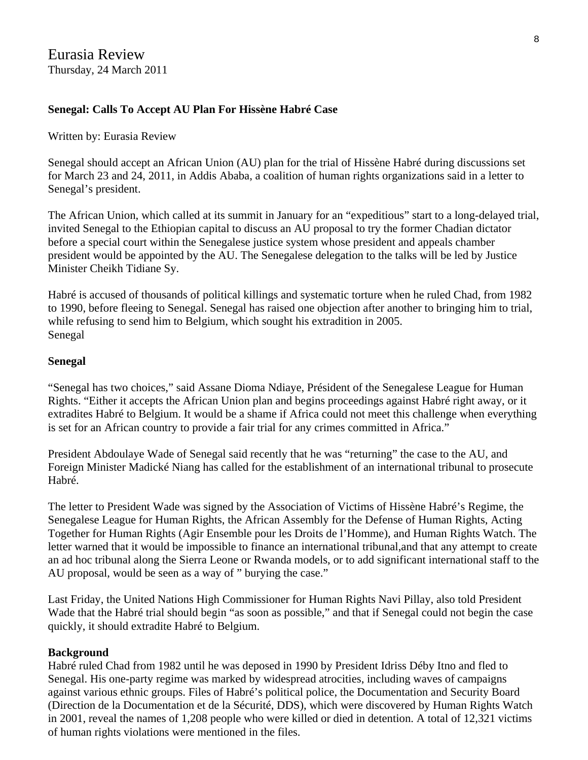Eurasia Review
Thursday, 24 March 2011

**Senegal: Calls To Accept AU Plan For Hissène Habré Case**

Written by: Eurasia Review

Senegal should accept an African Union (AU) plan for the trial of Hissène Habré during discussions set for March 23 and 24, 2011, in Addis Ababa, a coalition of human rights organizations said in a letter to Senegal's president.

The African Union, which called at its summit in January for an "expeditious" start to a long-delayed trial, invited Senegal to the Ethiopian capital to discuss an AU proposal to try the former Chadian dictator before a special court within the Senegalese justice system whose president and appeals chamber president would be appointed by the AU. The Senegalese delegation to the talks will be led by Justice Minister Cheikh Tidiane Sy.

Habré is accused of thousands of political killings and systematic torture when he ruled Chad, from 1982 to 1990, before fleeing to Senegal. Senegal has raised one objection after another to bringing him to trial, while refusing to send him to Belgium, which sought his extradition in 2005.
Senegal

**Senegal**

"Senegal has two choices," said Assane Dioma Ndiaye, Président of the Senegalese League for Human Rights. "Either it accepts the African Union plan and begins proceedings against Habré right away, or it extradites Habré to Belgium. It would be a shame if Africa could not meet this challenge when everything is set for an African country to provide a fair trial for any crimes committed in Africa."

President Abdoulaye Wade of Senegal said recently that he was "returning" the case to the AU, and Foreign Minister Madické Niang has called for the establishment of an international tribunal to prosecute Habré.

The letter to President Wade was signed by the Association of Victims of Hissène Habré's Regime, the Senegalese League for Human Rights, the African Assembly for the Defense of Human Rights, Acting Together for Human Rights (Agir Ensemble pour les Droits de l'Homme), and Human Rights Watch. The letter warned that it would be impossible to finance an international tribunal,and that any attempt to create an ad hoc tribunal along the Sierra Leone or Rwanda models, or to add significant international staff to the AU proposal, would be seen as a way of " burying the case."

Last Friday, the United Nations High Commissioner for Human Rights Navi Pillay, also told President Wade that the Habré trial should begin "as soon as possible," and that if Senegal could not begin the case quickly, it should extradite Habré to Belgium.

**Background**
Habré ruled Chad from 1982 until he was deposed in 1990 by President Idriss Déby Itno and fled to Senegal. His one-party regime was marked by widespread atrocities, including waves of campaigns against various ethnic groups. Files of Habré's political police, the Documentation and Security Board (Direction de la Documentation et de la Sécurité, DDS), which were discovered by Human Rights Watch in 2001, reveal the names of 1,208 people who were killed or died in detention. A total of 12,321 victims of human rights violations were mentioned in the files.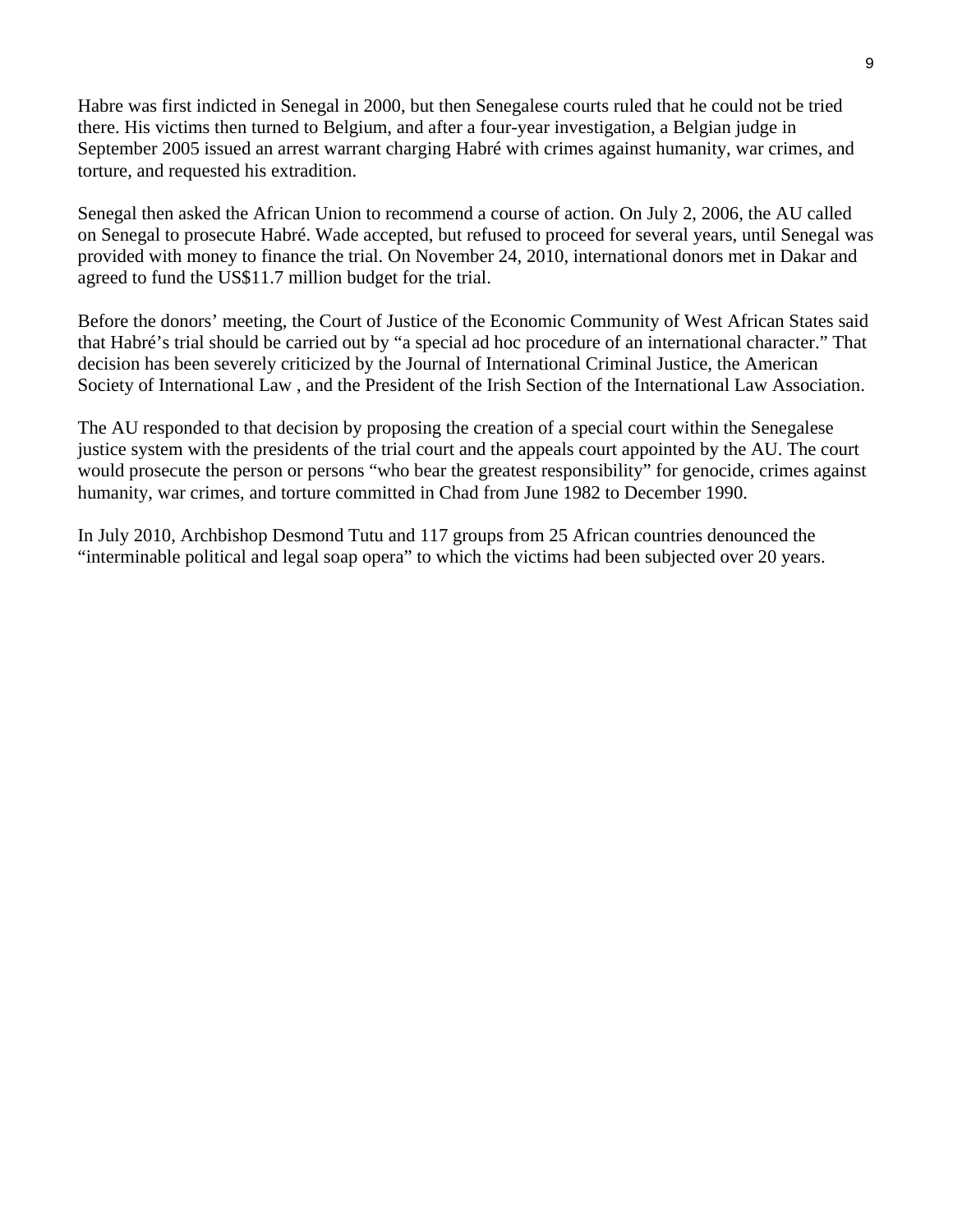Habre was first indicted in Senegal in 2000, but then Senegalese courts ruled that he could not be tried there. His victims then turned to Belgium, and after a four-year investigation, a Belgian judge in September 2005 issued an arrest warrant charging Habré with crimes against humanity, war crimes, and torture, and requested his extradition.

Senegal then asked the African Union to recommend a course of action. On July 2, 2006, the AU called on Senegal to prosecute Habré. Wade accepted, but refused to proceed for several years, until Senegal was provided with money to finance the trial. On November 24, 2010, international donors met in Dakar and agreed to fund the US$11.7 million budget for the trial.

Before the donors' meeting, the Court of Justice of the Economic Community of West African States said that Habré's trial should be carried out by "a special ad hoc procedure of an international character." That decision has been severely criticized by the Journal of International Criminal Justice, the American Society of International Law , and the President of the Irish Section of the International Law Association.

The AU responded to that decision by proposing the creation of a special court within the Senegalese justice system with the presidents of the trial court and the appeals court appointed by the AU. The court would prosecute the person or persons "who bear the greatest responsibility" for genocide, crimes against humanity, war crimes, and torture committed in Chad from June 1982 to December 1990.

In July 2010, Archbishop Desmond Tutu and 117 groups from 25 African countries denounced the "interminable political and legal soap opera" to which the victims had been subjected over 20 years.